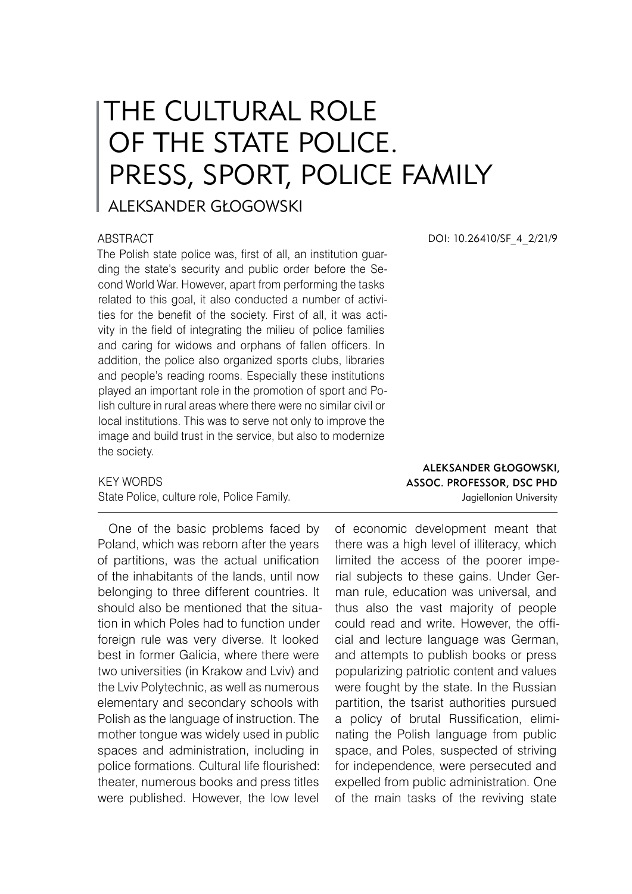# THE CULTURAL ROLE OF THE STATE POLICE. PRESS, SPORT, POLICE FAMILY

## ALEKSANDER GŁOGOWSKI

DOI: 10.26410/SF_4_2/21/9

### ABSTRACT

The Polish state police was, first of all, an institution guarding the state's security and public order before the Second World War. However, apart from performing the tasks related to this goal, it also conducted a number of activities for the benefit of the society. First of all, it was activity in the field of integrating the milieu of police families and caring for widows and orphans of fallen officers. In addition, the police also organized sports clubs, libraries and people's reading rooms. Especially these institutions played an important role in the promotion of sport and Polish culture in rural areas where there were no similar civil or local institutions. This was to serve not only to improve the image and build trust in the service, but also to modernize the society.

### KEY WORDS

State Police, culture role, Police Family.

**ALEKSANDER GŁOGOWSKI, ASSOC. PROFESSOR, DSC PHD**
Jagiellonian University

---

One of the basic problems faced by Poland, which was reborn after the years of partitions, was the actual unification of the inhabitants of the lands, until now belonging to three different countries. It should also be mentioned that the situation in which Poles had to function under foreign rule was very diverse. It looked best in former Galicia, where there were two universities (in Krakow and Lviv) and the Lviv Polytechnic, as well as numerous elementary and secondary schools with Polish as the language of instruction. The mother tongue was widely used in public spaces and administration, including in police formations. Cultural life flourished: theater, numerous books and press titles were published. However, the low level of economic development meant that there was a high level of illiteracy, which limited the access of the poorer imperial subjects to these gains. Under German rule, education was universal, and thus also the vast majority of people could read and write. However, the official and lecture language was German, and attempts to publish books or press popularizing patriotic content and values were fought by the state. In the Russian partition, the tsarist authorities pursued a policy of brutal Russification, eliminating the Polish language from public space, and Poles, suspected of striving for independence, were persecuted and expelled from public administration. One of the main tasks of the reviving state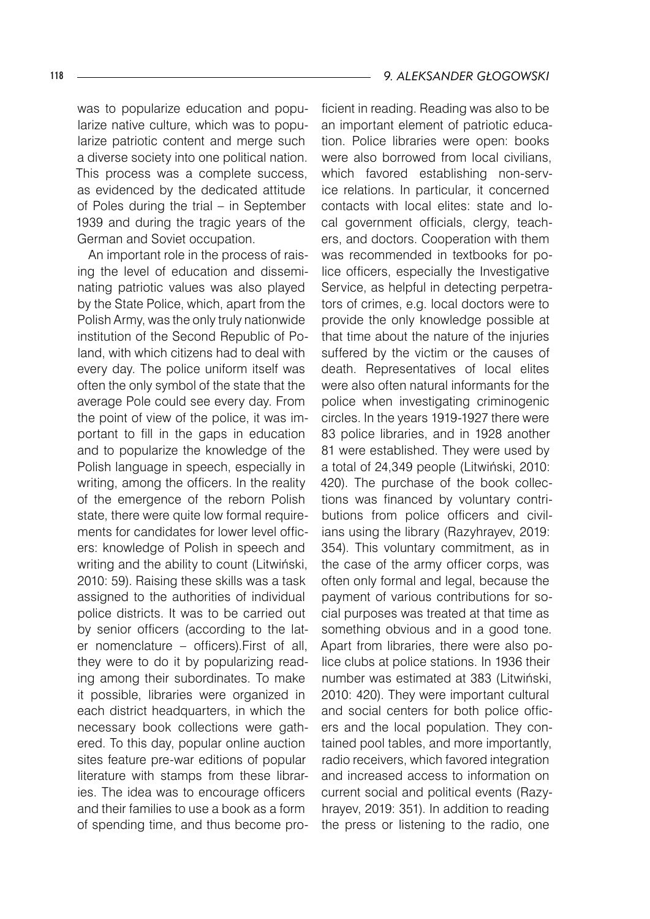was to popularize education and popularize native culture, which was to popularize patriotic content and merge such a diverse society into one political nation. This process was a complete success, as evidenced by the dedicated attitude of Poles during the trial – in September 1939 and during the tragic years of the German and Soviet occupation.

An important role in the process of raising the level of education and disseminating patriotic values was also played by the State Police, which, apart from the Polish Army, was the only truly nationwide institution of the Second Republic of Poland, with which citizens had to deal with every day. The police uniform itself was often the only symbol of the state that the average Pole could see every day. From the point of view of the police, it was important to fill in the gaps in education and to popularize the knowledge of the Polish language in speech, especially in writing, among the officers. In the reality of the emergence of the reborn Polish state, there were quite low formal requirements for candidates for lower level officers: knowledge of Polish in speech and writing and the ability to count (Litwiński, 2010: 59). Raising these skills was a task assigned to the authorities of individual police districts. It was to be carried out by senior officers (according to the later nomenclature – officers).First of all, they were to do it by popularizing reading among their subordinates. To make it possible, libraries were organized in each district headquarters, in which the necessary book collections were gathered. To this day, popular online auction sites feature pre-war editions of popular literature with stamps from these libraries. The idea was to encourage officers and their families to use a book as a form of spending time, and thus become proficient in reading. Reading was also to be an important element of patriotic education. Police libraries were open: books were also borrowed from local civilians, which favored establishing non-service relations. In particular, it concerned contacts with local elites: state and local government officials, clergy, teachers, and doctors. Cooperation with them was recommended in textbooks for police officers, especially the Investigative Service, as helpful in detecting perpetrators of crimes, e.g. local doctors were to provide the only knowledge possible at that time about the nature of the injuries suffered by the victim or the causes of death. Representatives of local elites were also often natural informants for the police when investigating criminogenic circles. In the years 1919-1927 there were 83 police libraries, and in 1928 another 81 were established. They were used by a total of 24,349 people (Litwiński, 2010: 420). The purchase of the book collections was financed by voluntary contributions from police officers and civilians using the library (Razyhrayev, 2019: 354). This voluntary commitment, as in the case of the army officer corps, was often only formal and legal, because the payment of various contributions for social purposes was treated at that time as something obvious and in a good tone. Apart from libraries, there were also police clubs at police stations. In 1936 their number was estimated at 383 (Litwiński, 2010: 420). They were important cultural and social centers for both police officers and the local population. They contained pool tables, and more importantly, radio receivers, which favored integration and increased access to information on current social and political events (Razyhrayev, 2019: 351). In addition to reading the press or listening to the radio, one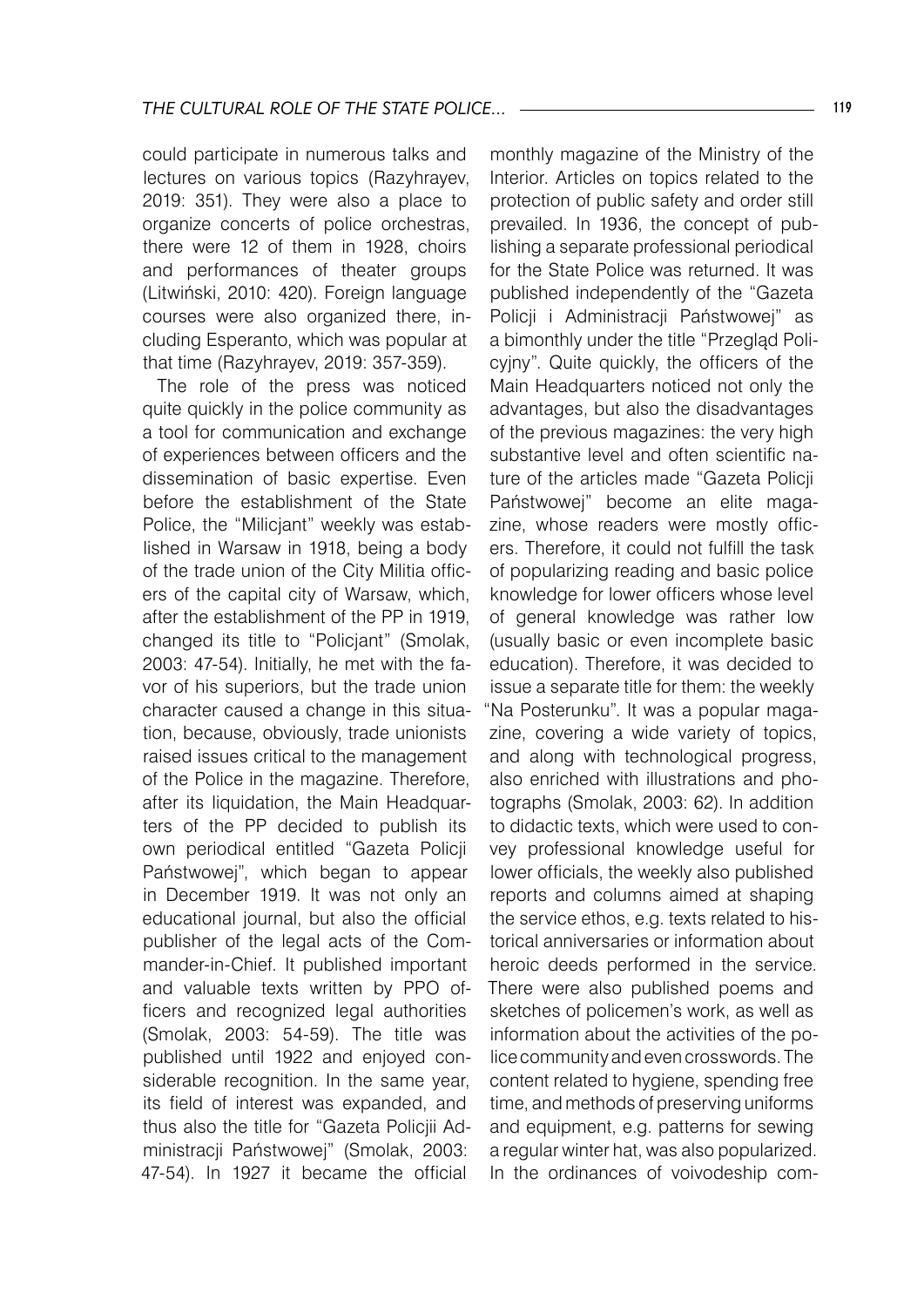could participate in numerous talks and lectures on various topics (Razyhrayev, 2019: 351). They were also a place to organize concerts of police orchestras, there were 12 of them in 1928, choirs and performances of theater groups (Litwiński, 2010: 420). Foreign language courses were also organized there, including Esperanto, which was popular at that time (Razyhrayev, 2019: 357-359).

The role of the press was noticed quite quickly in the police community as a tool for communication and exchange of experiences between officers and the dissemination of basic expertise. Even before the establishment of the State Police, the "Milicjant" weekly was established in Warsaw in 1918, being a body of the trade union of the City Militia officers of the capital city of Warsaw, which, after the establishment of the PP in 1919, changed its title to "Policjant" (Smolak, 2003: 47-54). Initially, he met with the favor of his superiors, but the trade union character caused a change in this situation, because, obviously, trade unionists raised issues critical to the management of the Police in the magazine. Therefore, after its liquidation, the Main Headquarters of the PP decided to publish its own periodical entitled "Gazeta Policji Państwowej", which began to appear in December 1919. It was not only an educational journal, but also the official publisher of the legal acts of the Commander-in-Chief. It published important and valuable texts written by PPO officers and recognized legal authorities (Smolak, 2003: 54-59). The title was published until 1922 and enjoyed considerable recognition. In the same year, its field of interest was expanded, and thus also the title for "Gazeta Policjii Administracji Państwowej" (Smolak, 2003: 47-54). In 1927 it became the official monthly magazine of the Ministry of the Interior. Articles on topics related to the protection of public safety and order still prevailed. In 1936, the concept of publishing a separate professional periodical for the State Police was returned. It was published independently of the "Gazeta Policji i Administracji Państwowej" as a bimonthly under the title "Przegląd Policyjny". Quite quickly, the officers of the Main Headquarters noticed not only the advantages, but also the disadvantages of the previous magazines: the very high substantive level and often scientific nature of the articles made "Gazeta Policji Państwowej" become an elite magazine, whose readers were mostly officers. Therefore, it could not fulfill the task of popularizing reading and basic police knowledge for lower officers whose level of general knowledge was rather low (usually basic or even incomplete basic education). Therefore, it was decided to issue a separate title for them: the weekly "Na Posterunku". It was a popular magazine, covering a wide variety of topics, and along with technological progress, also enriched with illustrations and photographs (Smolak, 2003: 62). In addition to didactic texts, which were used to convey professional knowledge useful for lower officials, the weekly also published reports and columns aimed at shaping the service ethos, e.g. texts related to historical anniversaries or information about heroic deeds performed in the service. There were also published poems and sketches of policemen's work, as well as information about the activities of the police community and even crosswords. The content related to hygiene, spending free time, and methods of preserving uniforms and equipment, e.g. patterns for sewing a regular winter hat, was also popularized. In the ordinances of voivodeship com-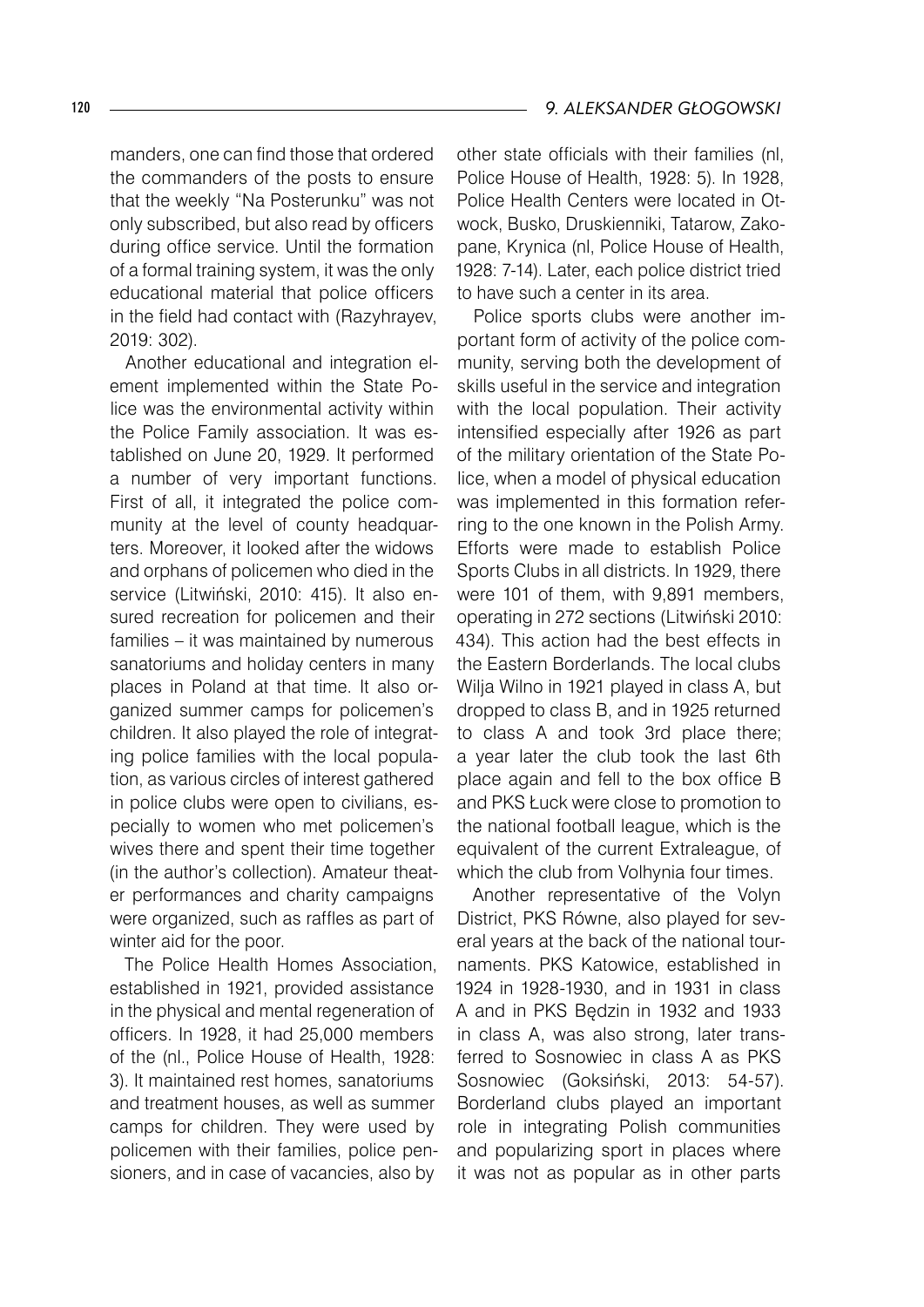manders, one can find those that ordered the commanders of the posts to ensure that the weekly "Na Posterunku" was not only subscribed, but also read by officers during office service. Until the formation of a formal training system, it was the only educational material that police officers in the field had contact with (Razyhrayev, 2019: 302).

Another educational and integration element implemented within the State Police was the environmental activity within the Police Family association. It was established on June 20, 1929. It performed a number of very important functions. First of all, it integrated the police community at the level of county headquarters. Moreover, it looked after the widows and orphans of policemen who died in the service (Litwiński, 2010: 415). It also ensured recreation for policemen and their families – it was maintained by numerous sanatoriums and holiday centers in many places in Poland at that time. It also organized summer camps for policemen's children. It also played the role of integrating police families with the local population, as various circles of interest gathered in police clubs were open to civilians, especially to women who met policemen's wives there and spent their time together (in the author's collection). Amateur theater performances and charity campaigns were organized, such as raffles as part of winter aid for the poor.

The Police Health Homes Association, established in 1921, provided assistance in the physical and mental regeneration of officers. In 1928, it had 25,000 members of the (nl., Police House of Health, 1928: 3). It maintained rest homes, sanatoriums and treatment houses, as well as summer camps for children. They were used by policemen with their families, police pensioners, and in case of vacancies, also by other state officials with their families (nl, Police House of Health, 1928: 5). In 1928, Police Health Centers were located in Otwock, Busko, Druskienniki, Tatarow, Zakopane, Krynica (nl, Police House of Health, 1928: 7-14). Later, each police district tried to have such a center in its area.

Police sports clubs were another important form of activity of the police community, serving both the development of skills useful in the service and integration with the local population. Their activity intensified especially after 1926 as part of the military orientation of the State Police, when a model of physical education was implemented in this formation referring to the one known in the Polish Army. Efforts were made to establish Police Sports Clubs in all districts. In 1929, there were 101 of them, with 9,891 members, operating in 272 sections (Litwiński 2010: 434). This action had the best effects in the Eastern Borderlands. The local clubs Wilja Wilno in 1921 played in class A, but dropped to class B, and in 1925 returned to class A and took 3rd place there; a year later the club took the last 6th place again and fell to the box office B and PKS Łuck were close to promotion to the national football league, which is the equivalent of the current Extraleague, of which the club from Volhynia four times.

Another representative of the Volyn District, PKS Równe, also played for several years at the back of the national tournaments. PKS Katowice, established in 1924 in 1928-1930, and in 1931 in class A and in PKS Będzin in 1932 and 1933 in class A, was also strong, later transferred to Sosnowiec in class A as PKS Sosnowiec (Goksiński, 2013: 54-57). Borderland clubs played an important role in integrating Polish communities and popularizing sport in places where it was not as popular as in other parts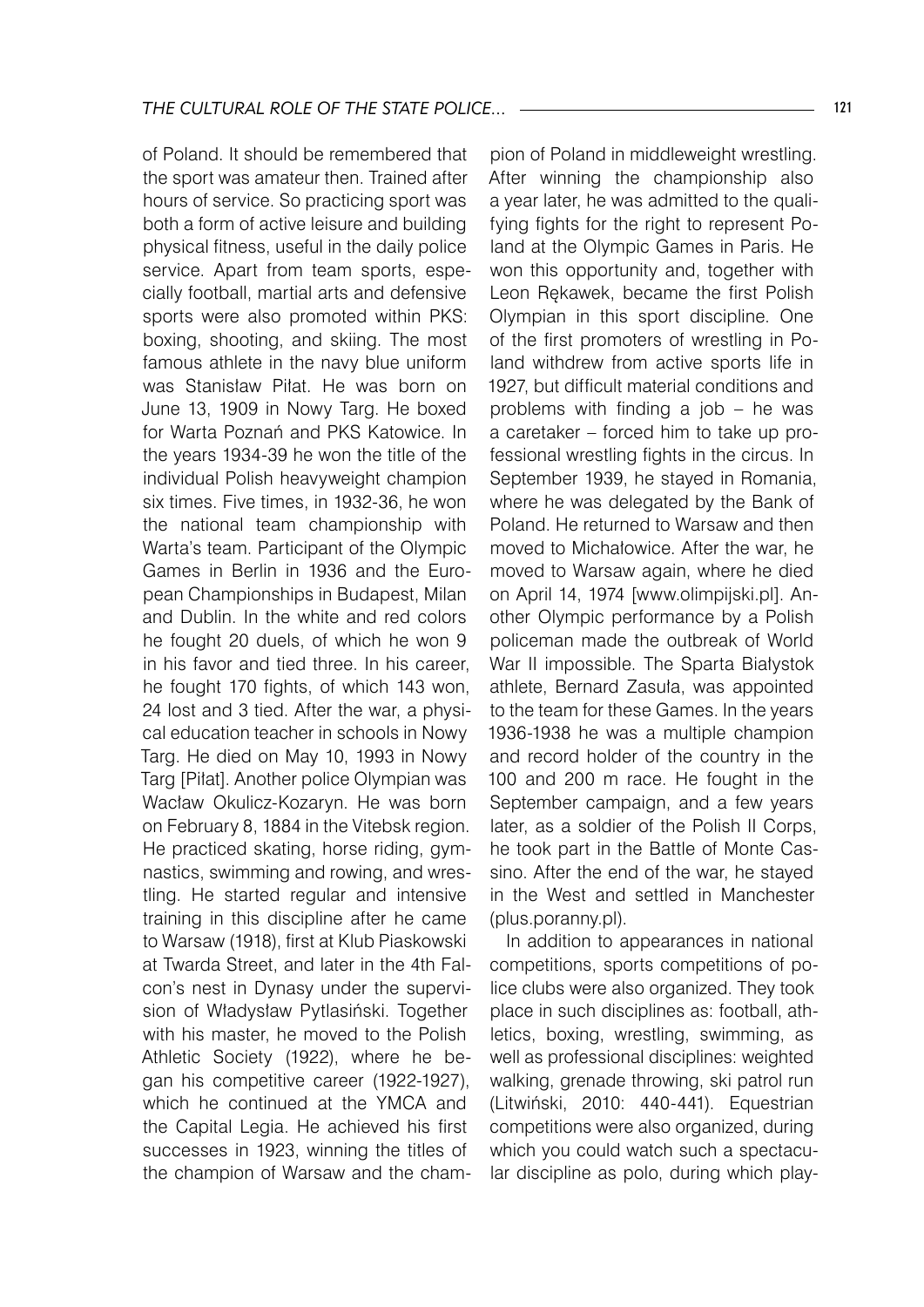of Poland. It should be remembered that the sport was amateur then. Trained after hours of service. So practicing sport was both a form of active leisure and building physical fitness, useful in the daily police service. Apart from team sports, especially football, martial arts and defensive sports were also promoted within PKS: boxing, shooting, and skiing. The most famous athlete in the navy blue uniform was Stanisław Piłat. He was born on June 13, 1909 in Nowy Targ. He boxed for Warta Poznań and PKS Katowice. In the years 1934-39 he won the title of the individual Polish heavyweight champion six times. Five times, in 1932-36, he won the national team championship with Warta's team. Participant of the Olympic Games in Berlin in 1936 and the European Championships in Budapest, Milan and Dublin. In the white and red colors he fought 20 duels, of which he won 9 in his favor and tied three. In his career, he fought 170 fights, of which 143 won, 24 lost and 3 tied. After the war, a physical education teacher in schools in Nowy Targ. He died on May 10, 1993 in Nowy Targ [Piłat]. Another police Olympian was Wacław Okulicz-Kozaryn. He was born on February 8, 1884 in the Vitebsk region. He practiced skating, horse riding, gymnastics, swimming and rowing, and wrestling. He started regular and intensive training in this discipline after he came to Warsaw (1918), first at Klub Piaskowski at Twarda Street, and later in the 4th Falcon's nest in Dynasy under the supervision of Władysław Pytlasiński. Together with his master, he moved to the Polish Athletic Society (1922), where he began his competitive career (1922-1927), which he continued at the YMCA and the Capital Legia. He achieved his first successes in 1923, winning the titles of the champion of Warsaw and the champion of Poland in middleweight wrestling. After winning the championship also a year later, he was admitted to the qualifying fights for the right to represent Poland at the Olympic Games in Paris. He won this opportunity and, together with Leon Rękawek, became the first Polish Olympian in this sport discipline. One of the first promoters of wrestling in Poland withdrew from active sports life in 1927, but difficult material conditions and problems with finding a job – he was a caretaker – forced him to take up professional wrestling fights in the circus. In September 1939, he stayed in Romania, where he was delegated by the Bank of Poland. He returned to Warsaw and then moved to Michałowice. After the war, he moved to Warsaw again, where he died on April 14, 1974 [www.olimpijski.pl]. Another Olympic performance by a Polish policeman made the outbreak of World War II impossible. The Sparta Białystok athlete, Bernard Zasuła, was appointed to the team for these Games. In the years 1936-1938 he was a multiple champion and record holder of the country in the 100 and 200 m race. He fought in the September campaign, and a few years later, as a soldier of the Polish II Corps, he took part in the Battle of Monte Cassino. After the end of the war, he stayed in the West and settled in Manchester (plus.poranny.pl).

In addition to appearances in national competitions, sports competitions of police clubs were also organized. They took place in such disciplines as: football, athletics, boxing, wrestling, swimming, as well as professional disciplines: weighted walking, grenade throwing, ski patrol run (Litwiński, 2010: 440-441). Equestrian competitions were also organized, during which you could watch such a spectacular discipline as polo, during which play-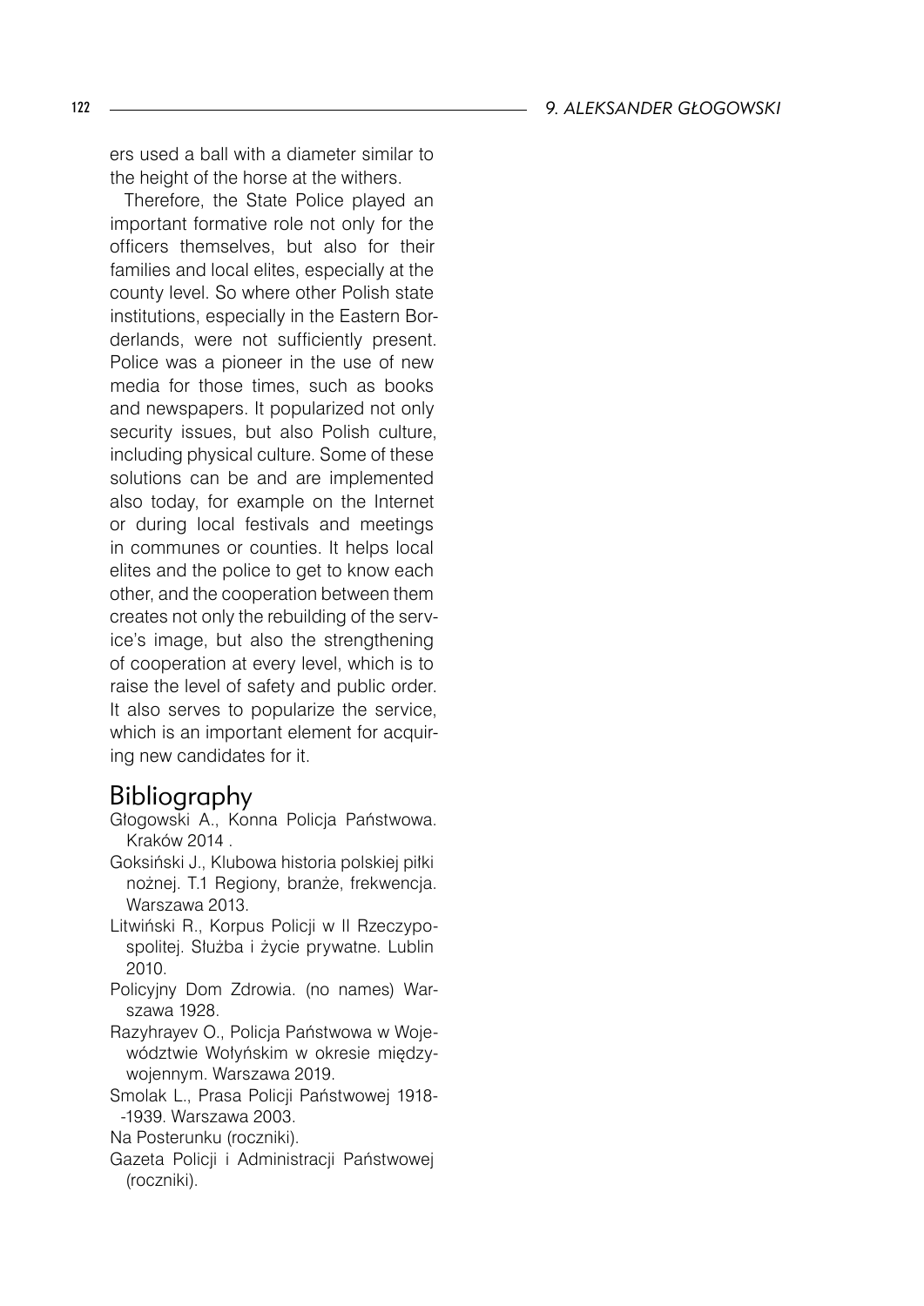ers used a ball with a diameter similar to the height of the horse at the withers.

Therefore, the State Police played an important formative role not only for the officers themselves, but also for their families and local elites, especially at the county level. So where other Polish state institutions, especially in the Eastern Borderlands, were not sufficiently present. Police was a pioneer in the use of new media for those times, such as books and newspapers. It popularized not only security issues, but also Polish culture, including physical culture. Some of these solutions can be and are implemented also today, for example on the Internet or during local festivals and meetings in communes or counties. It helps local elites and the police to get to know each other, and the cooperation between them creates not only the rebuilding of the service's image, but also the strengthening of cooperation at every level, which is to raise the level of safety and public order. It also serves to popularize the service, which is an important element for acquiring new candidates for it.

## Bibliography

Głogowski A., Konna Policja Państwowa. Kraków 2014 .

Goksiński J., Klubowa historia polskiej piłki nożnej. T.1 Regiony, branże, frekwencja. Warszawa 2013.

Litwiński R., Korpus Policji w II Rzeczypospolitej. Służba i życie prywatne. Lublin 2010.

Policyjny Dom Zdrowia. (no names) Warszawa 1928.

Razyhrayev O., Policja Państwowa w Województwie Wołyńskim w okresie międzywojennym. Warszawa 2019.

Smolak L., Prasa Policji Państwowej 1918--1939. Warszawa 2003.

Na Posterunku (roczniki).

Gazeta Policji i Administracji Państwowej (roczniki).